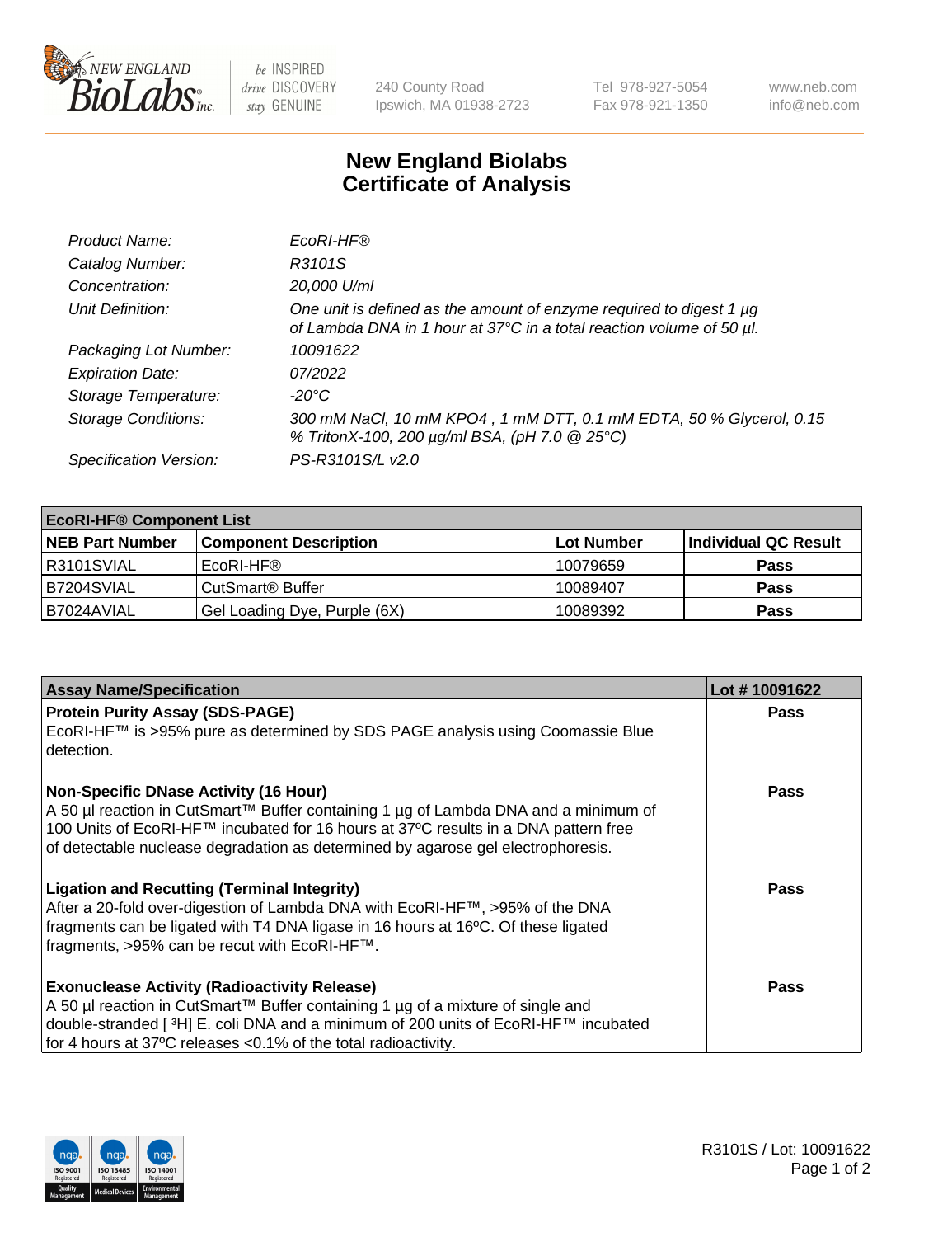240 County Road
Ipswich, MA 01938-2723

Tel 978-927-5054
Fax 978-921-1350

www.neb.com
info@neb.com

# New England Biolabs
# Certificate of Analysis

| | |
|---|---|
| *Product Name:* | *EcoRI-HF®* |
| *Catalog Number:* | *R3101S* |
| *Concentration:* | *20,000 U/ml* |
| *Unit Definition:* | *One unit is defined as the amount of enzyme required to digest 1 µg of Lambda DNA in 1 hour at 37°C in a total reaction volume of 50 µl.* |
| *Packaging Lot Number:* | *10091622* |
| *Expiration Date:* | *07/2022* |
| *Storage Temperature:* | *-20°C* |
| *Storage Conditions:* | *300 mM NaCl, 10 mM KPO4 , 1 mM DTT, 0.1 mM EDTA, 50 % Glycerol, 0.15 % TritonX-100, 200 µg/ml BSA, (pH 7.0 @ 25°C)* |
| *Specification Version:* | *PS-R3101S/L v2.0* |

| **EcoRI-HF® Component List** | | | |
|---|---|---|---|
| **NEB Part Number** | **Component Description** | **Lot Number** | **Individual QC Result** |
| R3101SVIAL | EcoRI-HF® | 10079659 | **Pass** |
| B7204SVIAL | CutSmart® Buffer | 10089407 | **Pass** |
| B7024AVIAL | Gel Loading Dye, Purple (6X) | 10089392 | **Pass** |

| **Assay Name/Specification** | **Lot # 10091622** |
|---|---|
| **Protein Purity Assay (SDS-PAGE)**<br>EcoRI-HF™ is >95% pure as determined by SDS PAGE analysis using Coomassie Blue detection. | **Pass** |
| **Non-Specific DNase Activity (16 Hour)**<br>A 50 µl reaction in CutSmart™ Buffer containing 1 µg of Lambda DNA and a minimum of 100 Units of EcoRI-HF™ incubated for 16 hours at 37ºC results in a DNA pattern free of detectable nuclease degradation as determined by agarose gel electrophoresis. | **Pass** |
| **Ligation and Recutting (Terminal Integrity)**<br>After a 20-fold over-digestion of Lambda DNA with EcoRI-HF™, >95% of the DNA fragments can be ligated with T4 DNA ligase in 16 hours at 16ºC. Of these ligated fragments, >95% can be recut with EcoRI-HF™. | **Pass** |
| **Exonuclease Activity (Radioactivity Release)**<br>A 50 µl reaction in CutSmart™ Buffer containing 1 µg of a mixture of single and double-stranded [ $^{3}$H] E. coli DNA and a minimum of 200 units of EcoRI-HF™ incubated for 4 hours at 37ºC releases <0.1% of the total radioactivity. | **Pass** |

R3101S / Lot: 10091622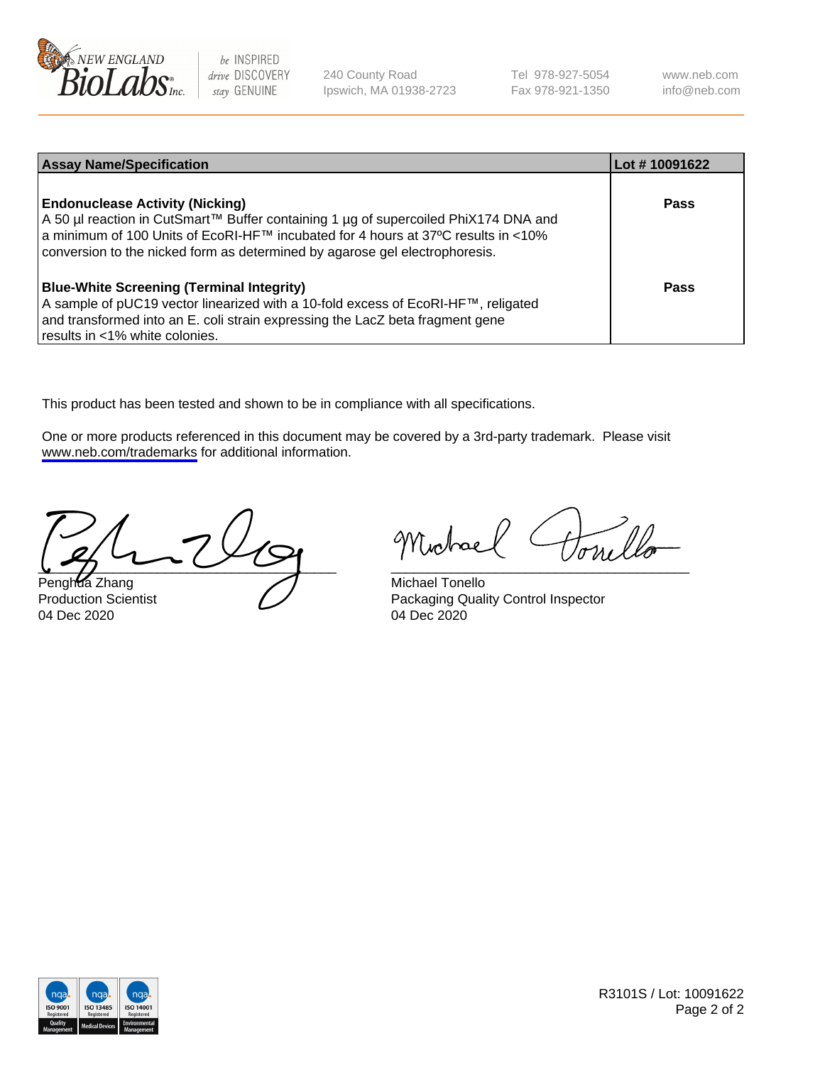| Assay Name/Specification | Lot # 10091622 |
| --- | --- |
| **Endonuclease Activity (Nicking)**<br>A 50 µl reaction in CutSmart™ Buffer containing 1 µg of supercoiled PhiX174 DNA and a minimum of 100 Units of EcoRI-HF™ incubated for 4 hours at 37ºC results in <10% conversion to the nicked form as determined by agarose gel electrophoresis. | **Pass** |
| **Blue-White Screening (Terminal Integrity)**<br>A sample of pUC19 vector linearized with a 10-fold excess of EcoRI-HF™, religated and transformed into an E. coli strain expressing the LacZ beta fragment gene results in <1% white colonies. | **Pass** |

This product has been tested and shown to be in compliance with all specifications.

One or more products referenced in this document may be covered by a 3rd-party trademark. Please visit www.neb.com/trademarks for additional information.

Penghua Zhang
Production Scientist
04 Dec 2020

Michael Tonello
Packaging Quality Control Inspector
04 Dec 2020

R3101S / Lot: 10091622